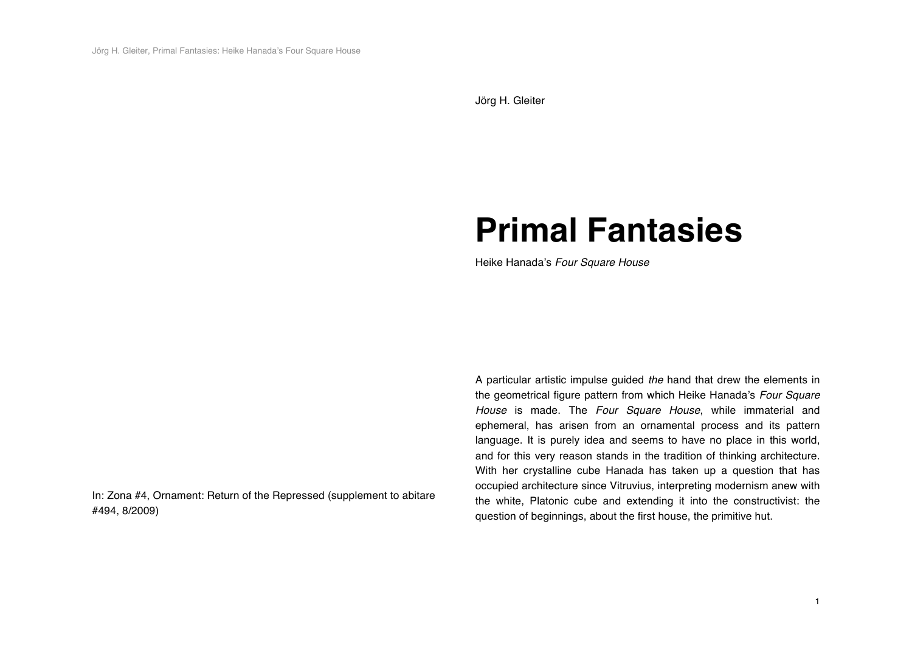Jörg H. Gleiter

# Primal Fantasies

Heike Hanada's *Four Square House*

In: Zona #4, Ornament: Return of the Repressed (supplement to abitare #494, 8/2009)

A particular artistic impulse guided *the* hand that drew the elements in the geometrical figure pattern from which Heike Hanada's *Four Square House* is made. The *Four Square House*, while immaterial and ephemeral, has arisen from an ornamental process and its pattern language. It is purely idea and seems to have no place in this world, and for this very reason stands in the tradition of thinking architecture. With her crystalline cube Hanada has taken up a question that has occupied architecture since Vitruvius, interpreting modernism anew with the white, Platonic cube and extending it into the constructivist: the question of beginnings, about the first house, the primitive hut.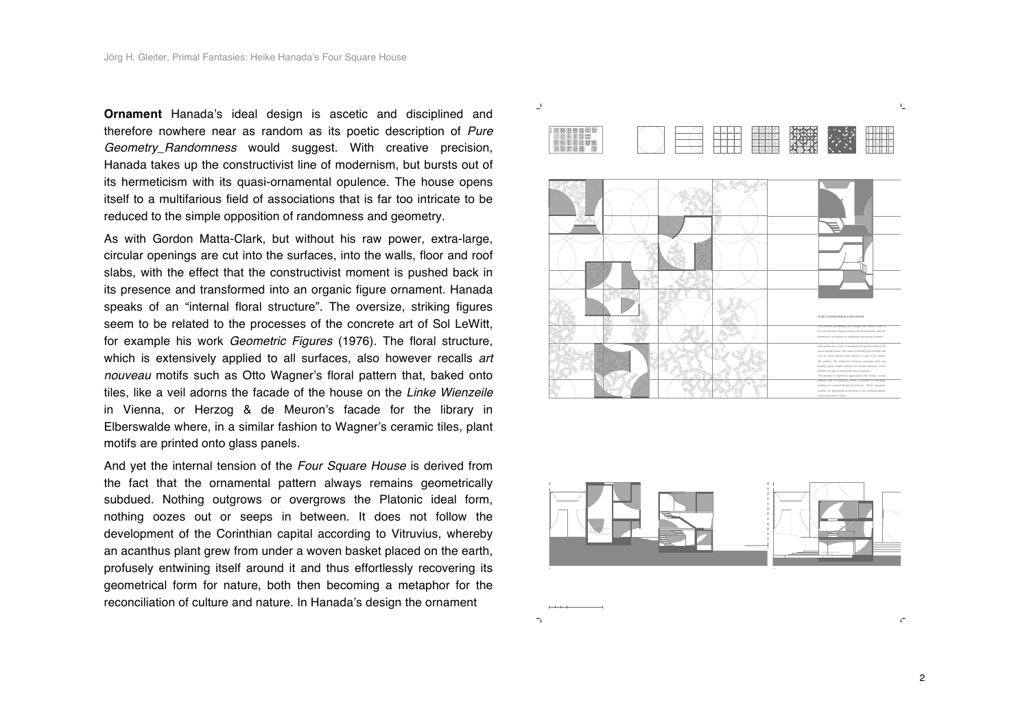**Ornament** Hanada's ideal design is ascetic and disciplined and therefore nowhere near as random as its poetic description of *Pure Geometry_Randomness* would suggest. With creative precision, Hanada takes up the constructivist line of modernism, but bursts out of its hermeticism with its quasi-ornamental opulence. The house opens itself to a multifarious field of associations that is far too intricate to be reduced to the simple opposition of randomness and geometry.

As with Gordon Matta-Clark, but without his raw power, extra-large, circular openings are cut into the surfaces, into the walls, floor and roof slabs, with the effect that the constructivist moment is pushed back in its presence and transformed into an organic figure ornament. Hanada speaks of an "internal floral structure". The oversize, striking figures seem to be related to the processes of the concrete art of Sol LeWitt, for example his work *Geometric Figures* (1976). The floral structure, which is extensively applied to all surfaces, also however recalls *art nouveau* motifs such as Otto Wagner's floral pattern that, baked onto tiles, like a veil adorns the facade of the house on the *Linke Wienzeile* in Vienna, or Herzog & de Meuron's facade for the library in Elberswalde where, in a similar fashion to Wagner's ceramic tiles, plant motifs are printed onto glass panels.

And yet the internal tension of the *Four Square House* is derived from the fact that the ornamental pattern always remains geometrically subdued. Nothing outgrows or overgrows the Platonic ideal form, nothing oozes out or seeps in between. It does not follow the development of the Corinthian capital according to Vitruvius, whereby an acanthus plant grew from under a woven basket placed on the earth, profusely entwining itself around it and thus effortlessly recovering its geometrical form for nature, both then becoming a metaphor for the reconciliation of culture and nature. In Hanada's design the ornament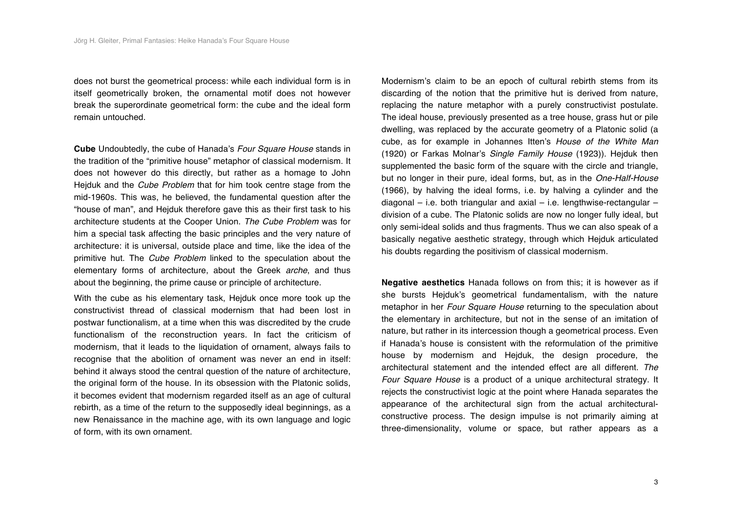does not burst the geometrical process: while each individual form is in itself geometrically broken, the ornamental motif does not however break the superordinate geometrical form: the cube and the ideal form remain untouched.

**Cube** Undoubtedly, the cube of Hanada's *Four Square House* stands in the tradition of the "primitive house" metaphor of classical modernism. It does not however do this directly, but rather as a homage to John Hejduk and the *Cube Problem* that for him took centre stage from the mid-1960s. This was, he believed, the fundamental question after the "house of man", and Hejduk therefore gave this as their first task to his architecture students at the Cooper Union. *The Cube Problem* was for him a special task affecting the basic principles and the very nature of architecture: it is universal, outside place and time, like the idea of the primitive hut. The *Cube Problem* linked to the speculation about the elementary forms of architecture, about the Greek *arche*, and thus about the beginning, the prime cause or principle of architecture.

With the cube as his elementary task, Hejduk once more took up the constructivist thread of classical modernism that had been lost in postwar functionalism, at a time when this was discredited by the crude functionalism of the reconstruction years. In fact the criticism of modernism, that it leads to the liquidation of ornament, always fails to recognise that the abolition of ornament was never an end in itself: behind it always stood the central question of the nature of architecture, the original form of the house. In its obsession with the Platonic solids, it becomes evident that modernism regarded itself as an age of cultural rebirth, as a time of the return to the supposedly ideal beginnings, as a new Renaissance in the machine age, with its own language and logic of form, with its own ornament.

Modernism's claim to be an epoch of cultural rebirth stems from its discarding of the notion that the primitive hut is derived from nature, replacing the nature metaphor with a purely constructivist postulate. The ideal house, previously presented as a tree house, grass hut or pile dwelling, was replaced by the accurate geometry of a Platonic solid (a cube, as for example in Johannes Itten's *House of the White Man* (1920) or Farkas Molnar's *Single Family House* (1923)). Hejduk then supplemented the basic form of the square with the circle and triangle, but no longer in their pure, ideal forms, but, as in the *One-Half-House* (1966), by halving the ideal forms, i.e. by halving a cylinder and the diagonal – i.e. both triangular and axial – i.e. lengthwise-rectangular – division of a cube. The Platonic solids are now no longer fully ideal, but only semi-ideal solids and thus fragments. Thus we can also speak of a basically negative aesthetic strategy, through which Hejduk articulated his doubts regarding the positivism of classical modernism.

**Negative aesthetics** Hanada follows on from this; it is however as if she bursts Hejduk's geometrical fundamentalism, with the nature metaphor in her *Four Square House* returning to the speculation about the elementary in architecture, but not in the sense of an imitation of nature, but rather in its intercession though a geometrical process. Even if Hanada's house is consistent with the reformulation of the primitive house by modernism and Hejduk, the design procedure, the architectural statement and the intended effect are all different. *The Four Square House* is a product of a unique architectural strategy. It rejects the constructivist logic at the point where Hanada separates the appearance of the architectural sign from the actual architectural-constructive process. The design impulse is not primarily aiming at three-dimensionality, volume or space, but rather appears as a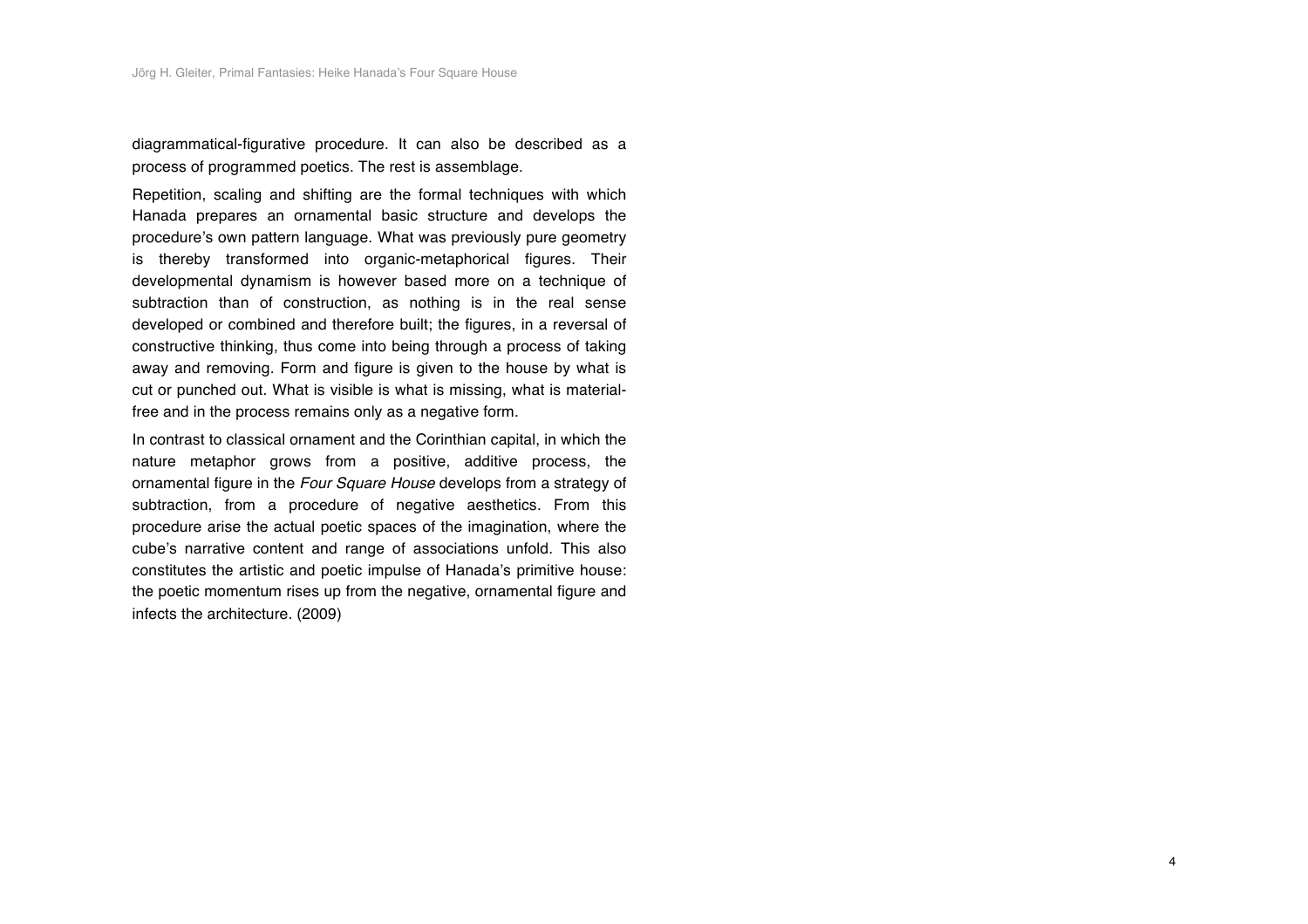diagrammatical-figurative procedure. It can also be described as a process of programmed poetics. The rest is assemblage.

Repetition, scaling and shifting are the formal techniques with which Hanada prepares an ornamental basic structure and develops the procedure's own pattern language. What was previously pure geometry is thereby transformed into organic-metaphorical figures. Their developmental dynamism is however based more on a technique of subtraction than of construction, as nothing is in the real sense developed or combined and therefore built; the figures, in a reversal of constructive thinking, thus come into being through a process of taking away and removing. Form and figure is given to the house by what is cut or punched out. What is visible is what is missing, what is material-free and in the process remains only as a negative form.

In contrast to classical ornament and the Corinthian capital, in which the nature metaphor grows from a positive, additive process, the ornamental figure in the *Four Square House* develops from a strategy of subtraction, from a procedure of negative aesthetics. From this procedure arise the actual poetic spaces of the imagination, where the cube's narrative content and range of associations unfold. This also constitutes the artistic and poetic impulse of Hanada's primitive house: the poetic momentum rises up from the negative, ornamental figure and infects the architecture. (2009)